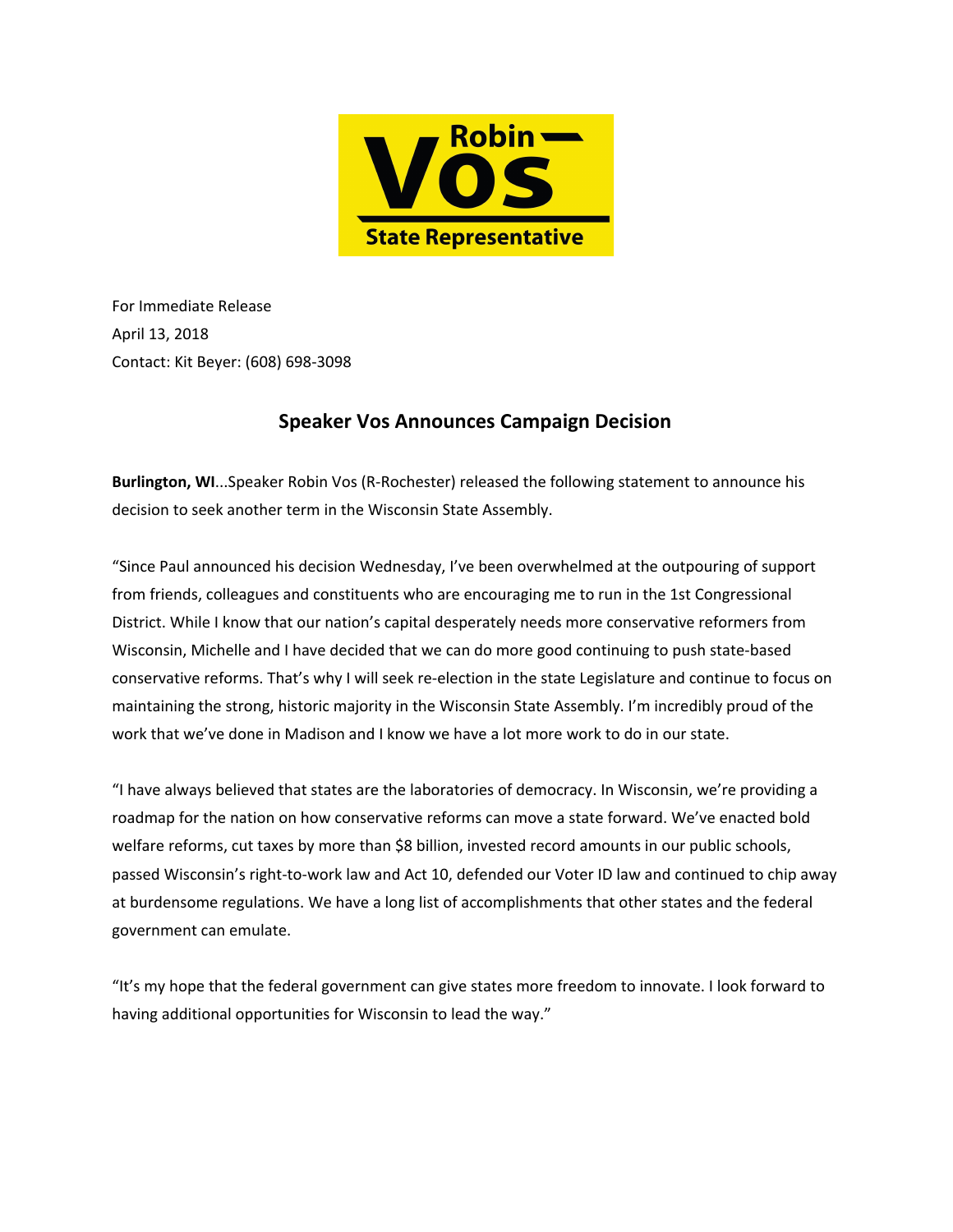Robin Vos

State Representative

For Immediate Release
April 13, 2018
Contact: Kit Beyer: (608) 698-3098

## Speaker Vos Announces Campaign Decision

**Burlington, WI**...Speaker Robin Vos (R-Rochester) released the following statement to announce his decision to seek another term in the Wisconsin State Assembly.

"Since Paul announced his decision Wednesday, I've been overwhelmed at the outpouring of support from friends, colleagues and constituents who are encouraging me to run in the 1st Congressional District. While I know that our nation's capital desperately needs more conservative reformers from Wisconsin, Michelle and I have decided that we can do more good continuing to push state-based conservative reforms. That's why I will seek re-election in the state Legislature and continue to focus on maintaining the strong, historic majority in the Wisconsin State Assembly. I'm incredibly proud of the work that we've done in Madison and I know we have a lot more work to do in our state.

"I have always believed that states are the laboratories of democracy. In Wisconsin, we're providing a roadmap for the nation on how conservative reforms can move a state forward. We've enacted bold welfare reforms, cut taxes by more than $8 billion, invested record amounts in our public schools, passed Wisconsin's right-to-work law and Act 10, defended our Voter ID law and continued to chip away at burdensome regulations. We have a long list of accomplishments that other states and the federal government can emulate.

"It's my hope that the federal government can give states more freedom to innovate. I look forward to having additional opportunities for Wisconsin to lead the way."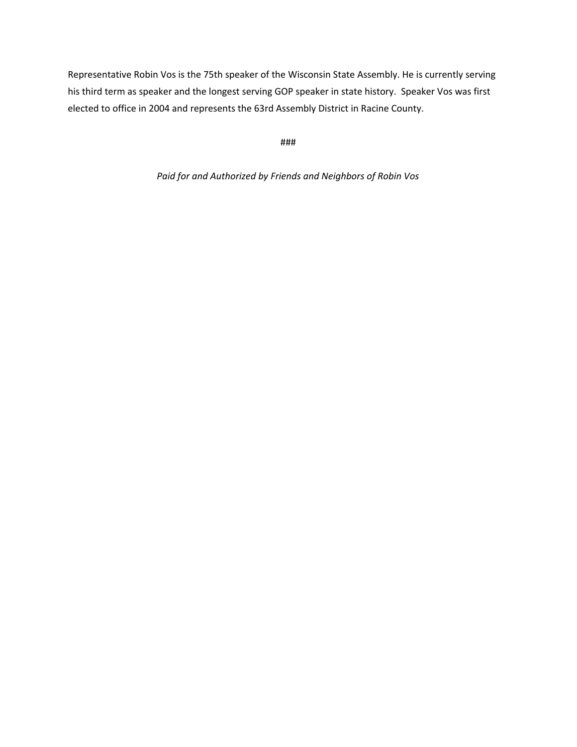Representative Robin Vos is the 75th speaker of the Wisconsin State Assembly. He is currently serving his third term as speaker and the longest serving GOP speaker in state history. Speaker Vos was first elected to office in 2004 and represents the 63rd Assembly District in Racine County.

###

*Paid for and Authorized by Friends and Neighbors of Robin Vos*